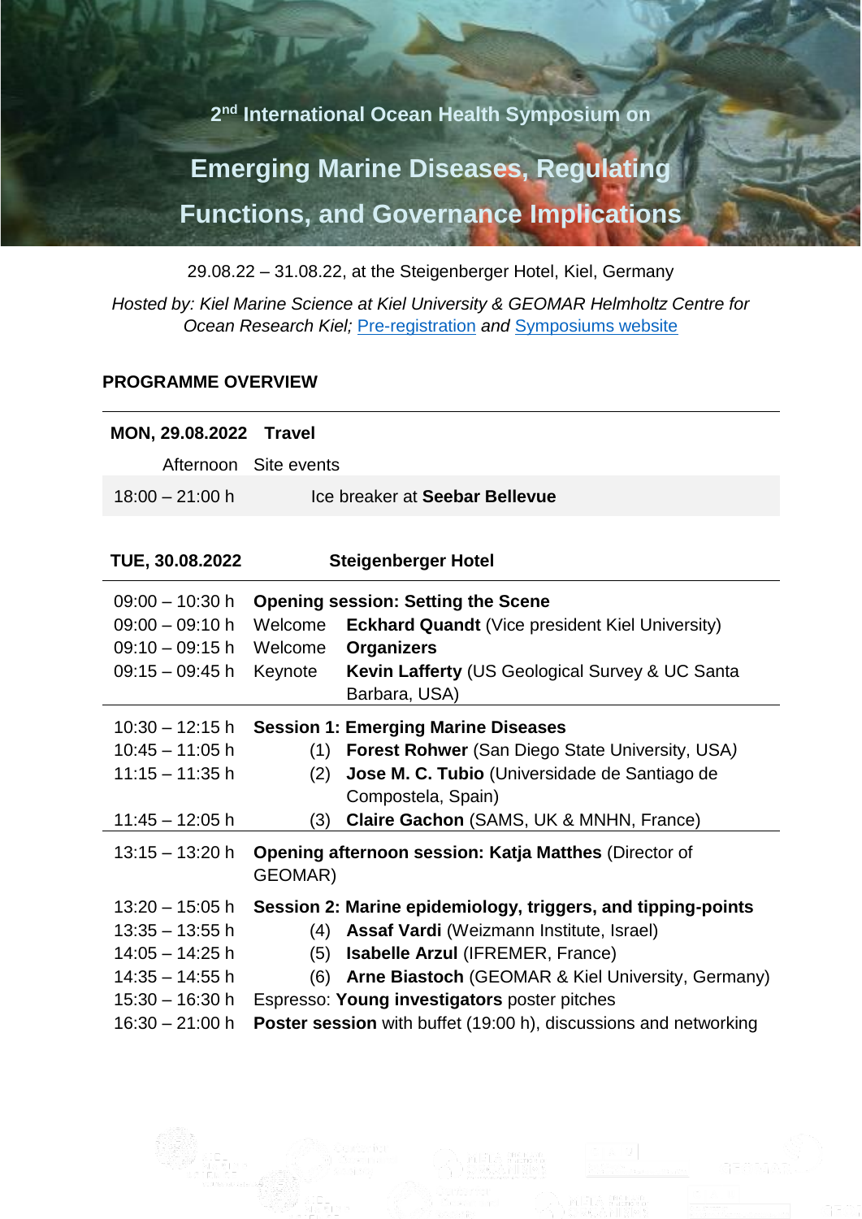## 2nd International Ocean Health Symposium on

# Emerging Marine Diseases, Regulating Functions, and Governance Implications

29.08.22 – 31.08.22, at the Steigenberger Hotel, Kiel, Germany

*Hosted by: Kiel Marine Science at Kiel University & GEOMAR Helmholtz Centre for Ocean Research Kiel;* Pre-registration *and* Symposiums website

**PROGRAMME OVERVIEW**

| **MON, 29.08.2022** | **Travel** | |
|---|---|---|
| Afternoon | Site events | |
| 18:00 – 21:00 h | Ice breaker at **Seebar Bellevue** | |

| **TUE, 30.08.2022** | **Steigenberger Hotel** | |
|---|---|---|
| 09:00 – 10:30 h | **Opening session: Setting the Scene** | |
| 09:00 – 09:10 h | Welcome | **Eckhard Quandt** (Vice president Kiel University) |
| 09:10 – 09:15 h | Welcome | **Organizers** |
| 09:15 – 09:45 h | Keynote | **Kevin Lafferty** (US Geological Survey & UC Santa Barbara, USA) |
| 10:30 – 12:15 h | **Session 1: Emerging Marine Diseases** | |
| 10:45 – 11:05 h | (1) | **Forest Rohwer** (San Diego State University, USA) |
| 11:15 – 11:35 h | (2) | **Jose M. C. Tubio** (Universidade de Santiago de Compostela, Spain) |
| 11:45 – 12:05 h | (3) | **Claire Gachon** (SAMS, UK & MNHN, France) |
| 13:15 – 13:20 h | **Opening afternoon session: Katja Matthes** (Director of GEOMAR) | |
| 13:20 – 15:05 h | **Session 2: Marine epidemiology, triggers, and tipping-points** | |
| 13:35 – 13:55 h | (4) | **Assaf Vardi** (Weizmann Institute, Israel) |
| 14:05 – 14:25 h | (5) | **Isabelle Arzul** (IFREMER, France) |
| 14:35 – 14:55 h | (6) | **Arne Biastoch** (GEOMAR & Kiel University, Germany) |
| 15:30 – 16:30 h | Espresso: **Young investigators** poster pitches | |
| 16:30 – 21:00 h | **Poster session** with buffet (19:00 h), discussions and networking | |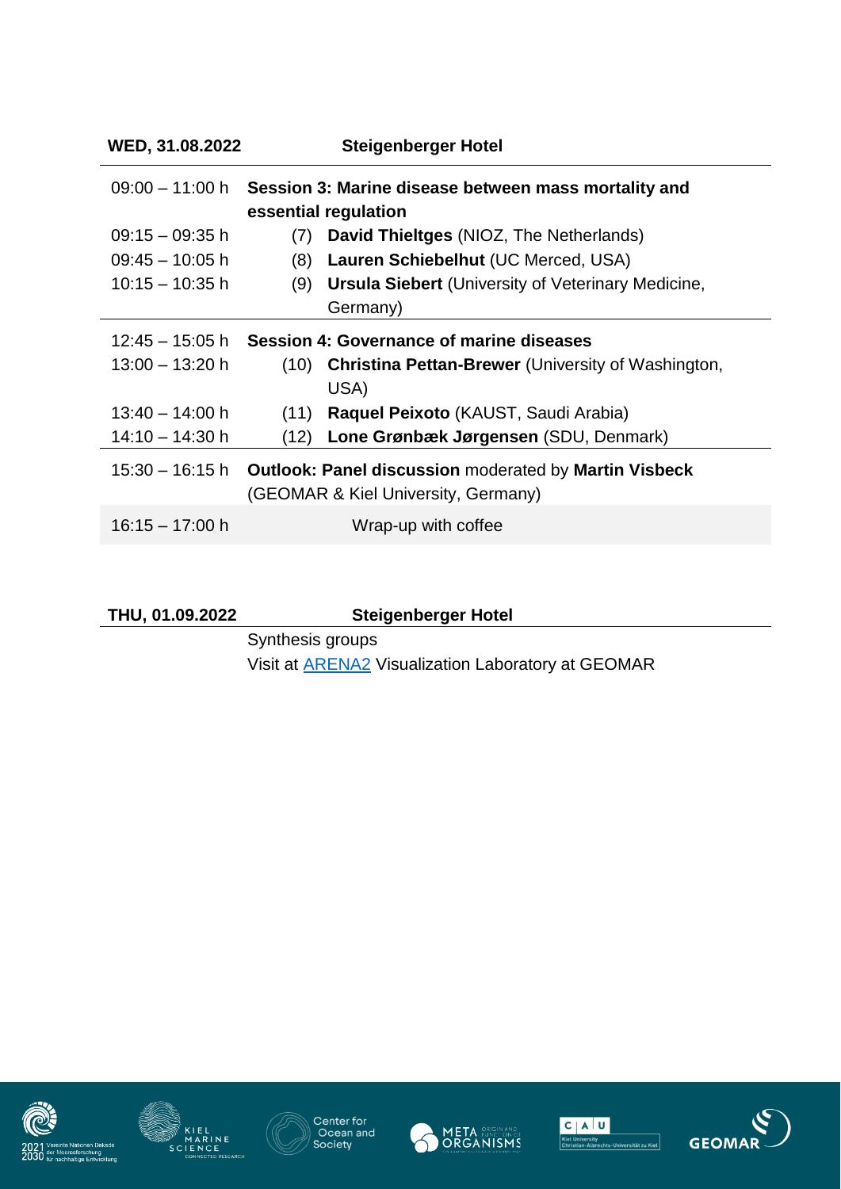| **WED, 31.08.2022** | **Steigenberger Hotel** |
|---|---|
| 09:00 – 11:00 h | **Session 3: Marine disease between mass mortality and essential regulation** |
| 09:15 – 09:35 h | (7) **David Thieltges** (NIOZ, The Netherlands) |
| 09:45 – 10:05 h | (8) **Lauren Schiebelhut** (UC Merced, USA) |
| 10:15 – 10:35 h | (9) **Ursula Siebert** (University of Veterinary Medicine, Germany) |
| 12:45 – 15:05 h | **Session 4: Governance of marine diseases** |
| 13:00 – 13:20 h | (10) **Christina Pettan-Brewer** (University of Washington, USA) |
| 13:40 – 14:00 h | (11) **Raquel Peixoto** (KAUST, Saudi Arabia) |
| 14:10 – 14:30 h | (12) **Lone Grønbæk Jørgensen** (SDU, Denmark) |
| 15:30 – 16:15 h | **Outlook: Panel discussion** moderated by **Martin Visbeck** (GEOMAR & Kiel University, Germany) |
| 16:15 – 17:00 h | Wrap-up with coffee |

| **THU, 01.09.2022** | **Steigenberger Hotel** |
|---|---|
| | Synthesis groups |
| | Visit at [ARENA2] Visualization Laboratory at GEOMAR |